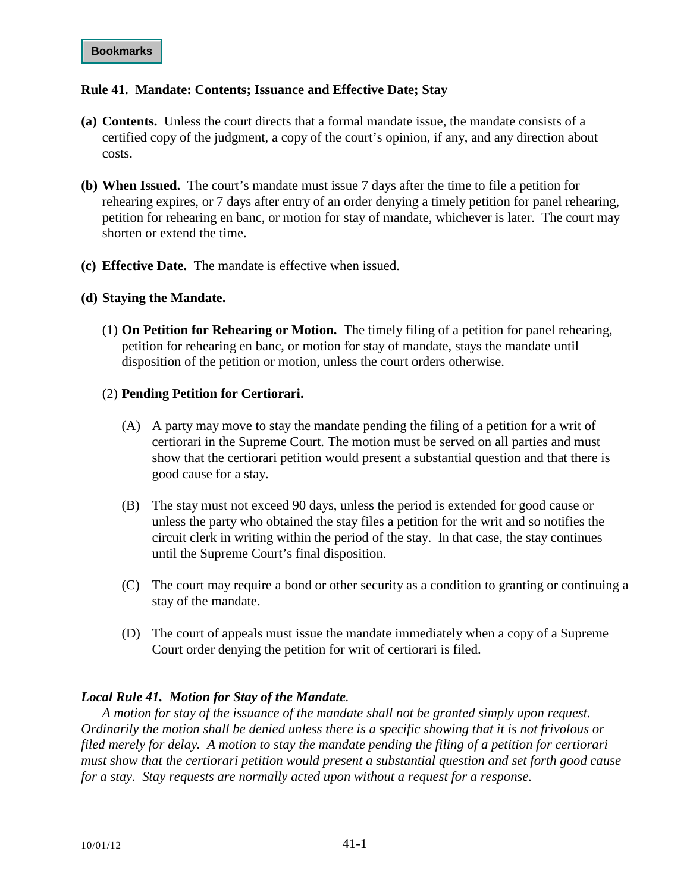**Bookmarks**

## Rule 41. Mandate: Contents; Issuance and Effective Date; Stay

**(a) Contents.** Unless the court directs that a formal mandate issue, the mandate consists of a certified copy of the judgment, a copy of the court's opinion, if any, and any direction about costs.

**(b) When Issued.** The court's mandate must issue 7 days after the time to file a petition for rehearing expires, or 7 days after entry of an order denying a timely petition for panel rehearing, petition for rehearing en banc, or motion for stay of mandate, whichever is later. The court may shorten or extend the time.

**(c) Effective Date.** The mandate is effective when issued.

**(d) Staying the Mandate.**

(1) **On Petition for Rehearing or Motion.** The timely filing of a petition for panel rehearing, petition for rehearing en banc, or motion for stay of mandate, stays the mandate until disposition of the petition or motion, unless the court orders otherwise.

(2) **Pending Petition for Certiorari.**

(A) A party may move to stay the mandate pending the filing of a petition for a writ of certiorari in the Supreme Court. The motion must be served on all parties and must show that the certiorari petition would present a substantial question and that there is good cause for a stay.

(B) The stay must not exceed 90 days, unless the period is extended for good cause or unless the party who obtained the stay files a petition for the writ and so notifies the circuit clerk in writing within the period of the stay. In that case, the stay continues until the Supreme Court's final disposition.

(C) The court may require a bond or other security as a condition to granting or continuing a stay of the mandate.

(D) The court of appeals must issue the mandate immediately when a copy of a Supreme Court order denying the petition for writ of certiorari is filed.

***Local Rule 41. Motion for Stay of the Mandate.***

*A motion for stay of the issuance of the mandate shall not be granted simply upon request. Ordinarily the motion shall be denied unless there is a specific showing that it is not frivolous or filed merely for delay. A motion to stay the mandate pending the filing of a petition for certiorari must show that the certiorari petition would present a substantial question and set forth good cause for a stay. Stay requests are normally acted upon without a request for a response.*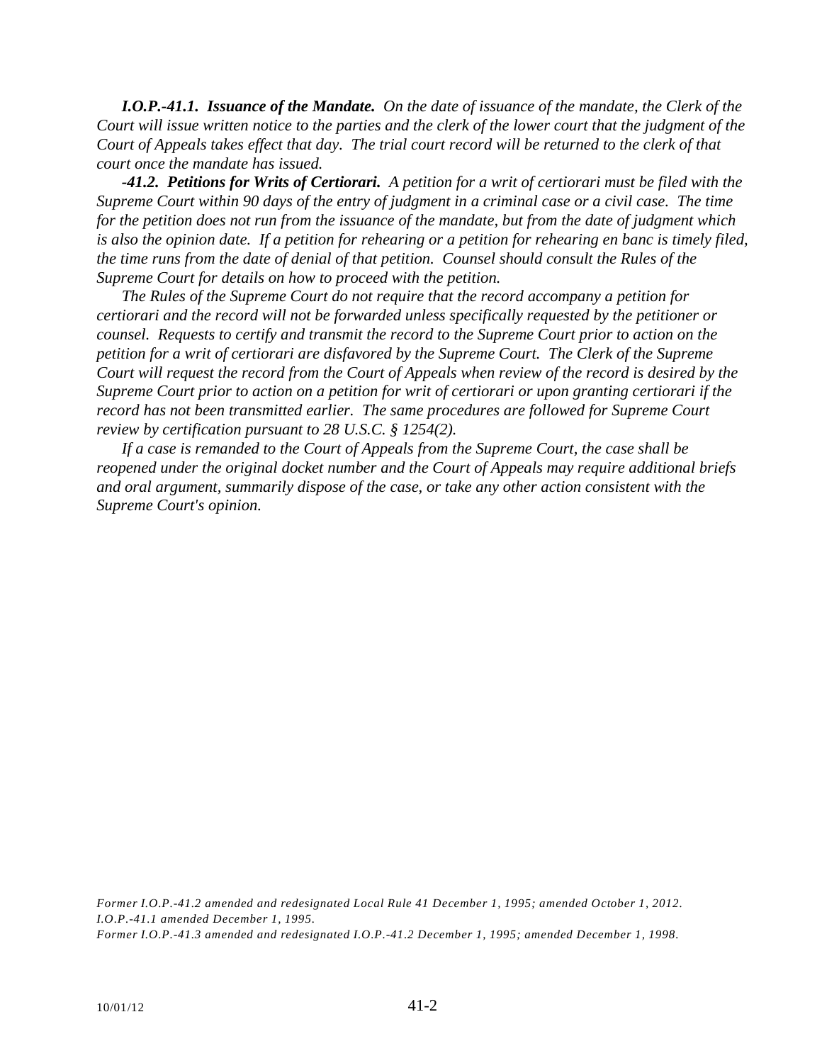***I.O.P.-41.1. Issuance of the Mandate.*** *On the date of issuance of the mandate, the Clerk of the Court will issue written notice to the parties and the clerk of the lower court that the judgment of the Court of Appeals takes effect that day. The trial court record will be returned to the clerk of that court once the mandate has issued.*

***-41.2. Petitions for Writs of Certiorari.*** *A petition for a writ of certiorari must be filed with the Supreme Court within 90 days of the entry of judgment in a criminal case or a civil case. The time for the petition does not run from the issuance of the mandate, but from the date of judgment which is also the opinion date. If a petition for rehearing or a petition for rehearing en banc is timely filed, the time runs from the date of denial of that petition. Counsel should consult the Rules of the Supreme Court for details on how to proceed with the petition.*

*The Rules of the Supreme Court do not require that the record accompany a petition for certiorari and the record will not be forwarded unless specifically requested by the petitioner or counsel. Requests to certify and transmit the record to the Supreme Court prior to action on the petition for a writ of certiorari are disfavored by the Supreme Court. The Clerk of the Supreme Court will request the record from the Court of Appeals when review of the record is desired by the Supreme Court prior to action on a petition for writ of certiorari or upon granting certiorari if the record has not been transmitted earlier. The same procedures are followed for Supreme Court review by certification pursuant to 28 U.S.C. § 1254(2).*

*If a case is remanded to the Court of Appeals from the Supreme Court, the case shall be reopened under the original docket number and the Court of Appeals may require additional briefs and oral argument, summarily dispose of the case, or take any other action consistent with the Supreme Court's opinion.*

*Former I.O.P.-41.2 amended and redesignated Local Rule 41 December 1, 1995; amended October 1, 2012.*
*I.O.P.-41.1 amended December 1, 1995.*
*Former I.O.P.-41.3 amended and redesignated I.O.P.-41.2 December 1, 1995; amended December 1, 1998.*